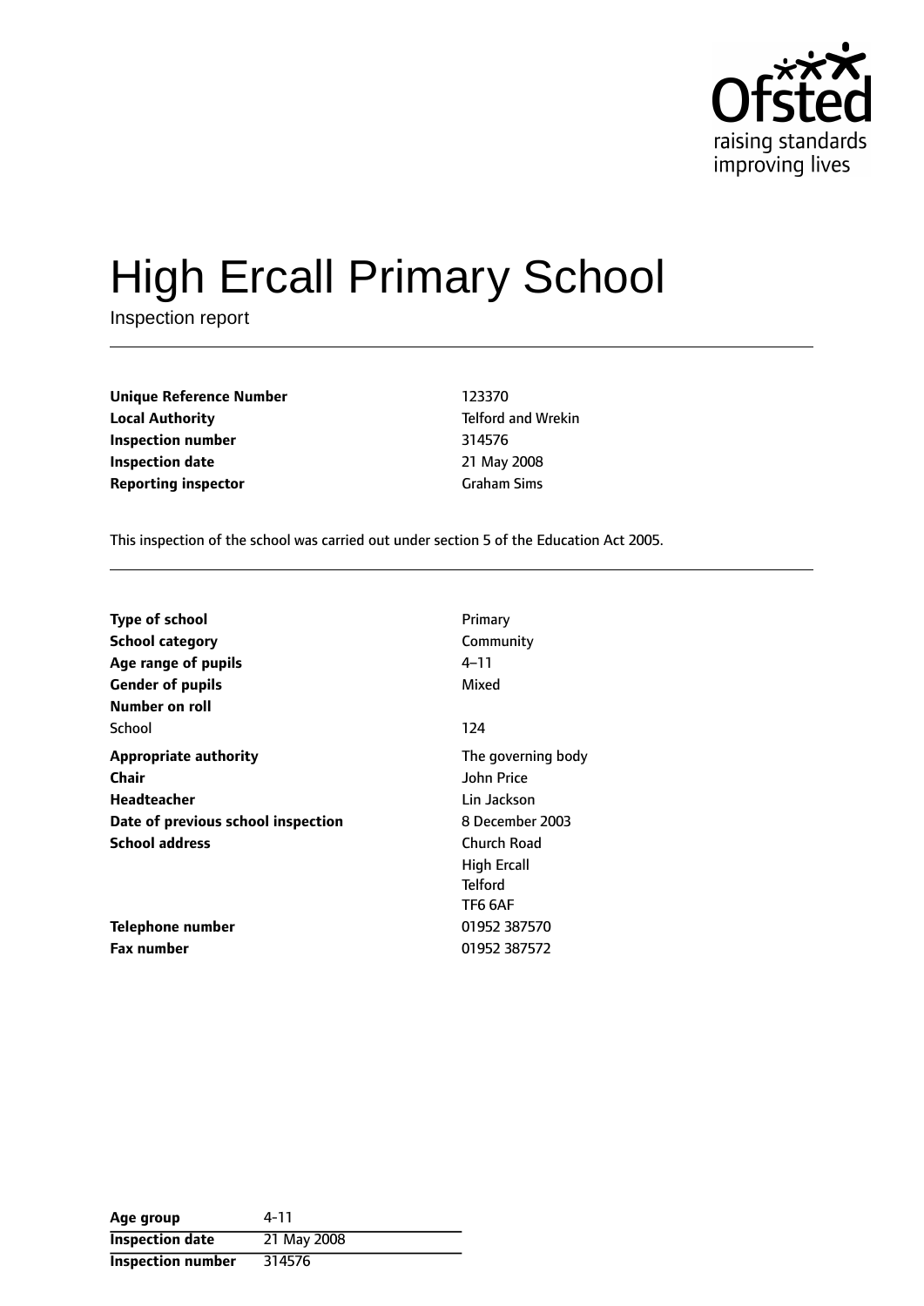# High Ercall Primary School

Inspection report

| | |
|---|---|
| **Unique Reference Number** | 123370 |
| **Local Authority** | Telford and Wrekin |
| **Inspection number** | 314576 |
| **Inspection date** | 21 May 2008 |
| **Reporting inspector** | Graham Sims |

This inspection of the school was carried out under section 5 of the Education Act 2005.

| | |
|---|---|
| **Type of school** | Primary |
| **School category** | Community |
| **Age range of pupils** | 4–11 |
| **Gender of pupils** | Mixed |
| **Number on roll** | |
| School | 124 |
| **Appropriate authority** | The governing body |
| **Chair** | John Price |
| **Headteacher** | Lin Jackson |
| **Date of previous school inspection** | 8 December 2003 |
| **School address** | Church Road<br>High Ercall<br>Telford<br>TF6 6AF |
| **Telephone number** | 01952 387570 |
| **Fax number** | 01952 387572 |

| | |
|---|---|
| **Age group** | 4-11 |
| **Inspection date** | 21 May 2008 |
| **Inspection number** | 314576 |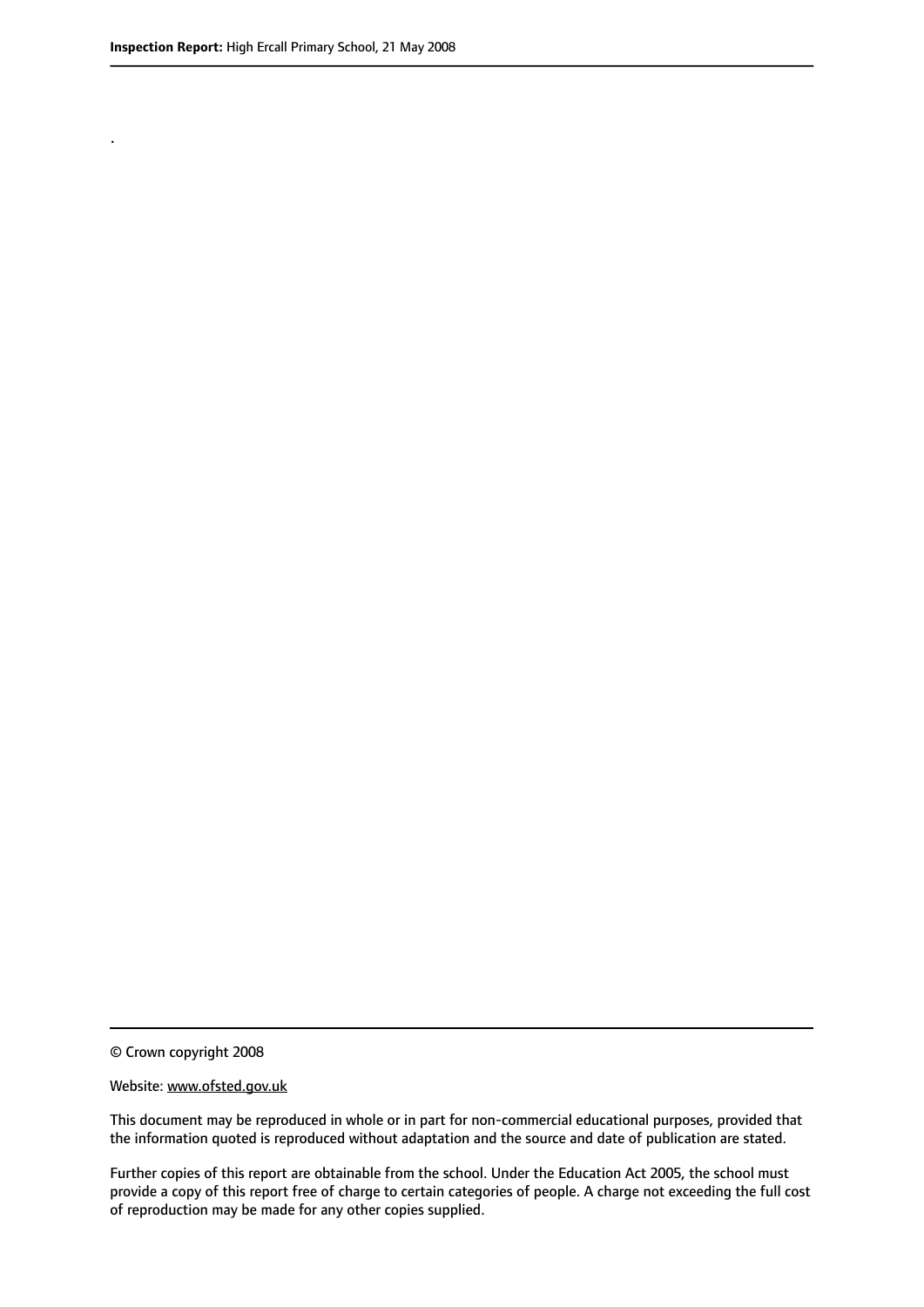.

© Crown copyright 2008

Website: www.ofsted.gov.uk

This document may be reproduced in whole or in part for non-commercial educational purposes, provided that the information quoted is reproduced without adaptation and the source and date of publication are stated.

Further copies of this report are obtainable from the school. Under the Education Act 2005, the school must provide a copy of this report free of charge to certain categories of people. A charge not exceeding the full cost of reproduction may be made for any other copies supplied.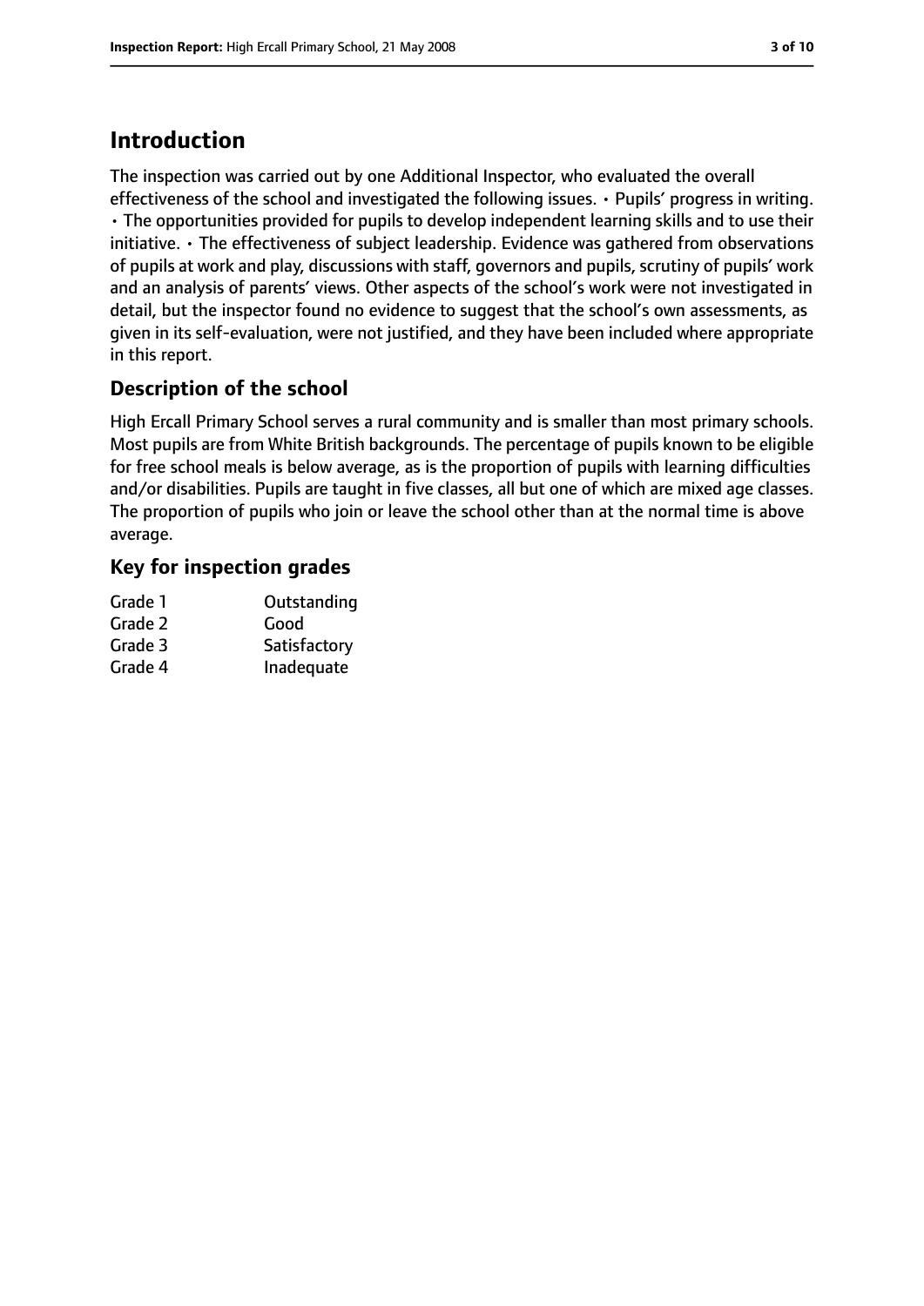## Introduction

The inspection was carried out by one Additional Inspector, who evaluated the overall effectiveness of the school and investigated the following issues. • Pupils' progress in writing. • The opportunities provided for pupils to develop independent learning skills and to use their initiative. • The effectiveness of subject leadership. Evidence was gathered from observations of pupils at work and play, discussions with staff, governors and pupils, scrutiny of pupils' work and an analysis of parents' views. Other aspects of the school's work were not investigated in detail, but the inspector found no evidence to suggest that the school's own assessments, as given in its self-evaluation, were not justified, and they have been included where appropriate in this report.

### Description of the school

High Ercall Primary School serves a rural community and is smaller than most primary schools. Most pupils are from White British backgrounds. The percentage of pupils known to be eligible for free school meals is below average, as is the proportion of pupils with learning difficulties and/or disabilities. Pupils are taught in five classes, all but one of which are mixed age classes. The proportion of pupils who join or leave the school other than at the normal time is above average.

### Key for inspection grades

| | |
|---|---|
| Grade 1 | Outstanding |
| Grade 2 | Good |
| Grade 3 | Satisfactory |
| Grade 4 | Inadequate |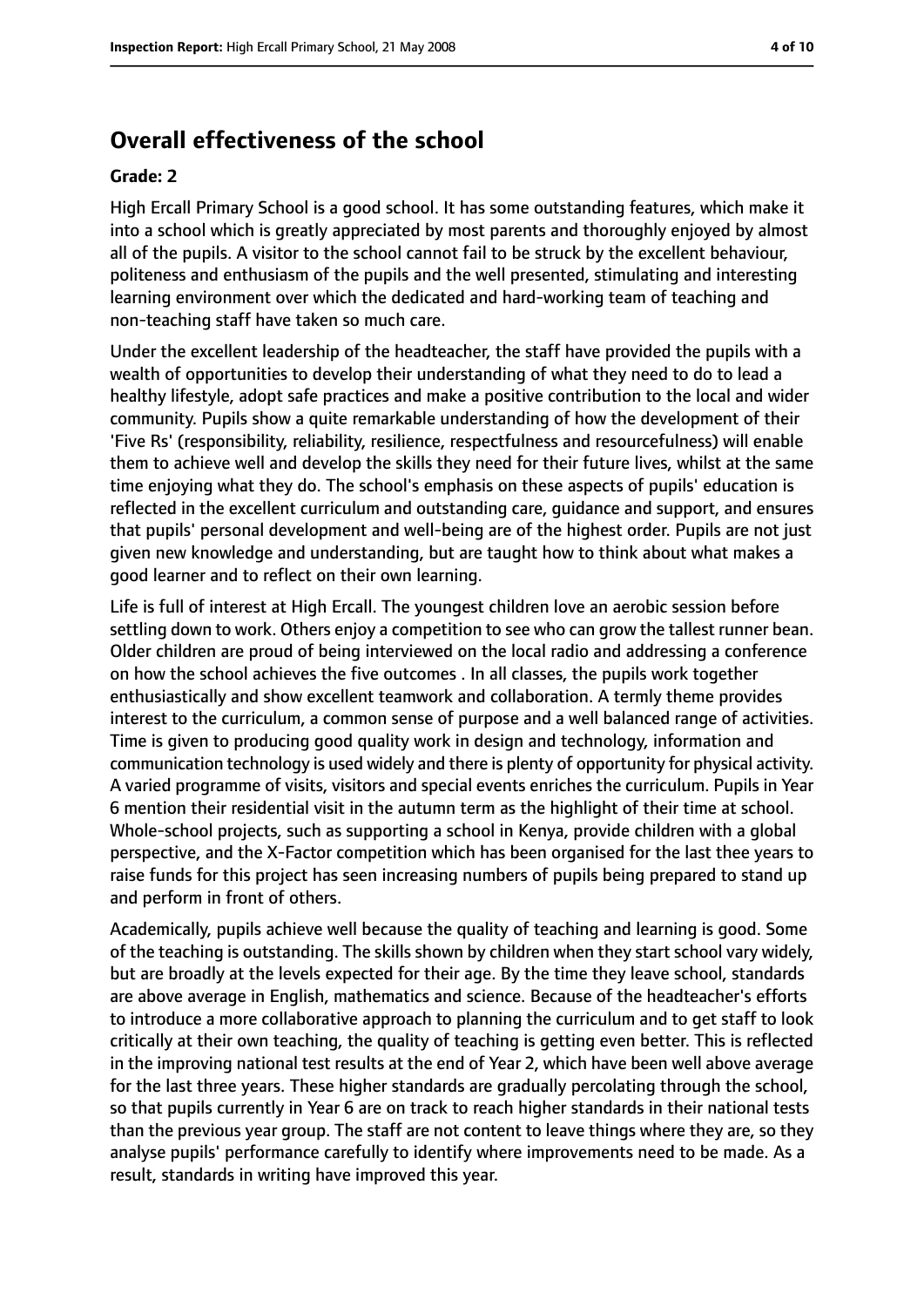## Overall effectiveness of the school

**Grade: 2**

High Ercall Primary School is a good school. It has some outstanding features, which make it into a school which is greatly appreciated by most parents and thoroughly enjoyed by almost all of the pupils. A visitor to the school cannot fail to be struck by the excellent behaviour, politeness and enthusiasm of the pupils and the well presented, stimulating and interesting learning environment over which the dedicated and hard-working team of teaching and non-teaching staff have taken so much care.

Under the excellent leadership of the headteacher, the staff have provided the pupils with a wealth of opportunities to develop their understanding of what they need to do to lead a healthy lifestyle, adopt safe practices and make a positive contribution to the local and wider community. Pupils show a quite remarkable understanding of how the development of their 'Five Rs' (responsibility, reliability, resilience, respectfulness and resourcefulness) will enable them to achieve well and develop the skills they need for their future lives, whilst at the same time enjoying what they do. The school's emphasis on these aspects of pupils' education is reflected in the excellent curriculum and outstanding care, guidance and support, and ensures that pupils' personal development and well-being are of the highest order. Pupils are not just given new knowledge and understanding, but are taught how to think about what makes a good learner and to reflect on their own learning.

Life is full of interest at High Ercall. The youngest children love an aerobic session before settling down to work. Others enjoy a competition to see who can grow the tallest runner bean. Older children are proud of being interviewed on the local radio and addressing a conference on how the school achieves the five outcomes . In all classes, the pupils work together enthusiastically and show excellent teamwork and collaboration. A termly theme provides interest to the curriculum, a common sense of purpose and a well balanced range of activities. Time is given to producing good quality work in design and technology, information and communication technology is used widely and there is plenty of opportunity for physical activity. A varied programme of visits, visitors and special events enriches the curriculum. Pupils in Year 6 mention their residential visit in the autumn term as the highlight of their time at school. Whole-school projects, such as supporting a school in Kenya, provide children with a global perspective, and the X-Factor competition which has been organised for the last thee years to raise funds for this project has seen increasing numbers of pupils being prepared to stand up and perform in front of others.

Academically, pupils achieve well because the quality of teaching and learning is good. Some of the teaching is outstanding. The skills shown by children when they start school vary widely, but are broadly at the levels expected for their age. By the time they leave school, standards are above average in English, mathematics and science. Because of the headteacher's efforts to introduce a more collaborative approach to planning the curriculum and to get staff to look critically at their own teaching, the quality of teaching is getting even better. This is reflected in the improving national test results at the end of Year 2, which have been well above average for the last three years. These higher standards are gradually percolating through the school, so that pupils currently in Year 6 are on track to reach higher standards in their national tests than the previous year group. The staff are not content to leave things where they are, so they analyse pupils' performance carefully to identify where improvements need to be made. As a result, standards in writing have improved this year.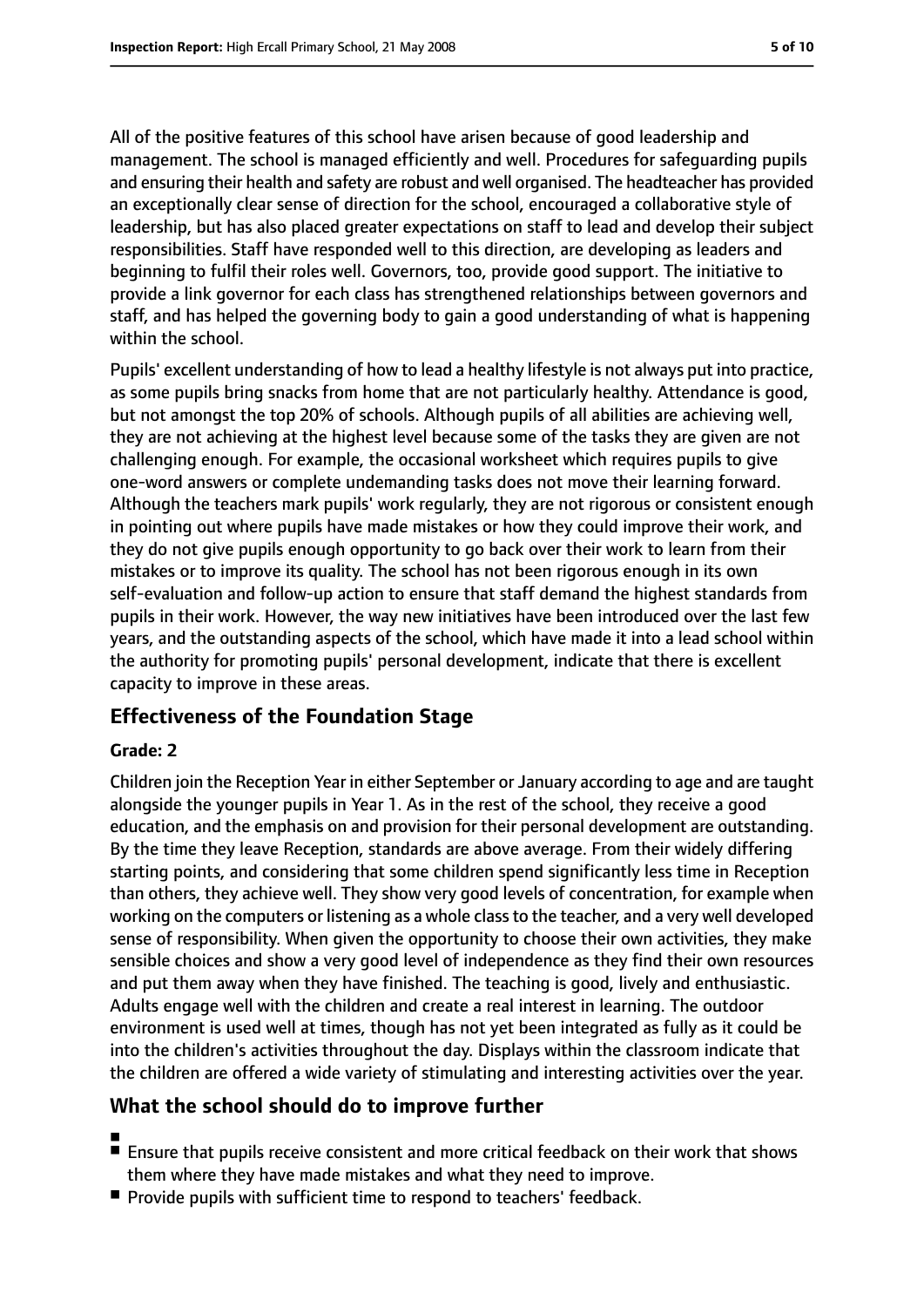All of the positive features of this school have arisen because of good leadership and management. The school is managed efficiently and well. Procedures for safeguarding pupils and ensuring their health and safety are robust and well organised. The headteacher has provided an exceptionally clear sense of direction for the school, encouraged a collaborative style of leadership, but has also placed greater expectations on staff to lead and develop their subject responsibilities. Staff have responded well to this direction, are developing as leaders and beginning to fulfil their roles well. Governors, too, provide good support. The initiative to provide a link governor for each class has strengthened relationships between governors and staff, and has helped the governing body to gain a good understanding of what is happening within the school.

Pupils' excellent understanding of how to lead a healthy lifestyle is not always put into practice, as some pupils bring snacks from home that are not particularly healthy. Attendance is good, but not amongst the top 20% of schools. Although pupils of all abilities are achieving well, they are not achieving at the highest level because some of the tasks they are given are not challenging enough. For example, the occasional worksheet which requires pupils to give one-word answers or complete undemanding tasks does not move their learning forward. Although the teachers mark pupils' work regularly, they are not rigorous or consistent enough in pointing out where pupils have made mistakes or how they could improve their work, and they do not give pupils enough opportunity to go back over their work to learn from their mistakes or to improve its quality. The school has not been rigorous enough in its own self-evaluation and follow-up action to ensure that staff demand the highest standards from pupils in their work. However, the way new initiatives have been introduced over the last few years, and the outstanding aspects of the school, which have made it into a lead school within the authority for promoting pupils' personal development, indicate that there is excellent capacity to improve in these areas.

## Effectiveness of the Foundation Stage

**Grade: 2**

Children join the Reception Year in either September or January according to age and are taught alongside the younger pupils in Year 1. As in the rest of the school, they receive a good education, and the emphasis on and provision for their personal development are outstanding. By the time they leave Reception, standards are above average. From their widely differing starting points, and considering that some children spend significantly less time in Reception than others, they achieve well. They show very good levels of concentration, for example when working on the computers or listening as a whole class to the teacher, and a very well developed sense of responsibility. When given the opportunity to choose their own activities, they make sensible choices and show a very good level of independence as they find their own resources and put them away when they have finished. The teaching is good, lively and enthusiastic. Adults engage well with the children and create a real interest in learning. The outdoor environment is used well at times, though has not yet been integrated as fully as it could be into the children's activities throughout the day. Displays within the classroom indicate that the children are offered a wide variety of stimulating and interesting activities over the year.

## What the school should do to improve further

- Ensure that pupils receive consistent and more critical feedback on their work that shows them where they have made mistakes and what they need to improve.
- Provide pupils with sufficient time to respond to teachers' feedback.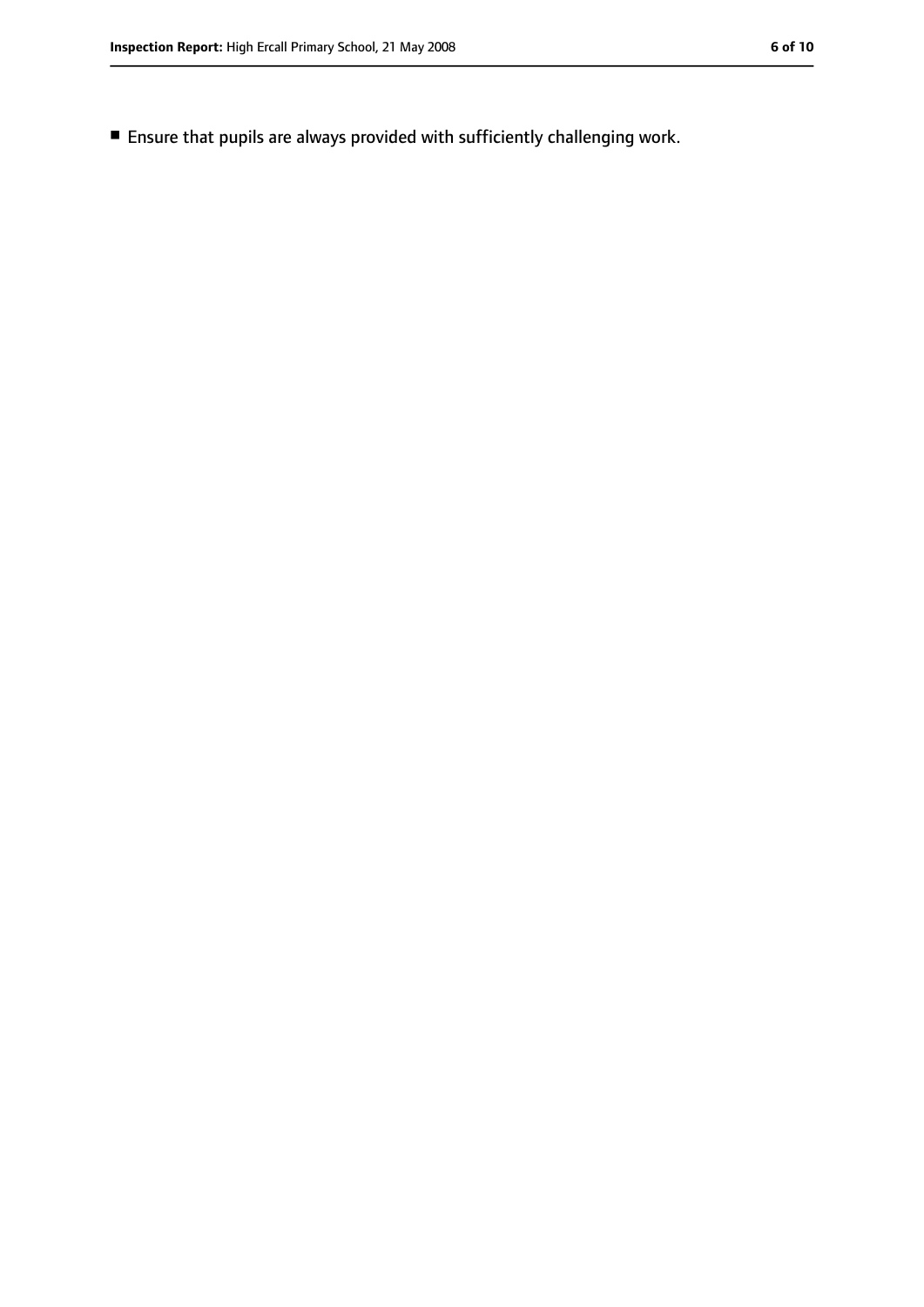- Ensure that pupils are always provided with sufficiently challenging work.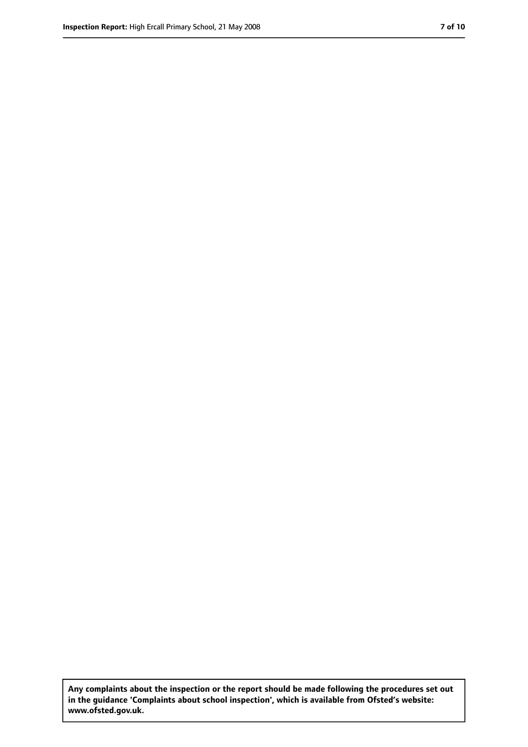**Any complaints about the inspection or the report should be made following the procedures set out in the guidance 'Complaints about school inspection', which is available from Ofsted's website: www.ofsted.gov.uk.**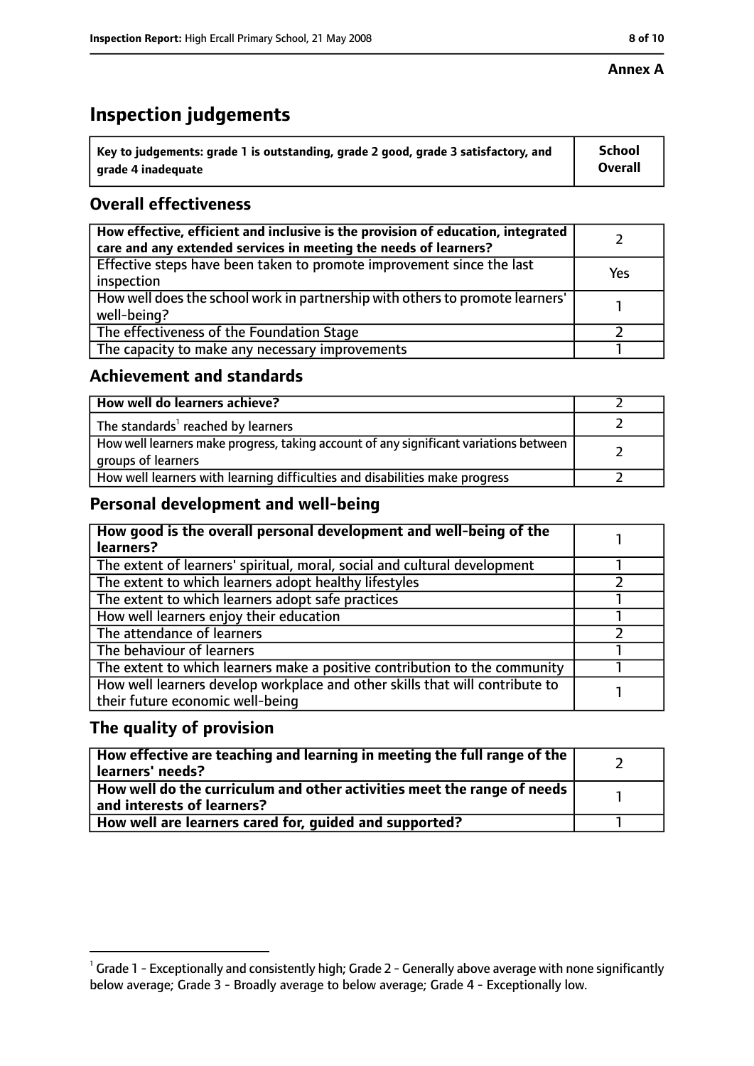**Annex A**

# Inspection judgements

| Key to judgements: grade 1 is outstanding, grade 2 good, grade 3 satisfactory, and grade 4 inadequate | School Overall |
| --- | --- |

## Overall effectiveness

| | |
| --- | --- |
| How effective, efficient and inclusive is the provision of education, integrated care and any extended services in meeting the needs of learners? | 2 |
| Effective steps have been taken to promote improvement since the last inspection | Yes |
| How well does the school work in partnership with others to promote learners' well-being? | 1 |
| The effectiveness of the Foundation Stage | 2 |
| The capacity to make any necessary improvements | 1 |

## Achievement and standards

| | |
| --- | --- |
| How well do learners achieve? | 2 |
| The standards[1] reached by learners | 2 |
| How well learners make progress, taking account of any significant variations between groups of learners | 2 |
| How well learners with learning difficulties and disabilities make progress | 2 |

## Personal development and well-being

| | |
| --- | --- |
| How good is the overall personal development and well-being of the learners? | 1 |
| The extent of learners' spiritual, moral, social and cultural development | 1 |
| The extent to which learners adopt healthy lifestyles | 2 |
| The extent to which learners adopt safe practices | 1 |
| How well learners enjoy their education | 1 |
| The attendance of learners | 2 |
| The behaviour of learners | 1 |
| The extent to which learners make a positive contribution to the community | 1 |
| How well learners develop workplace and other skills that will contribute to their future economic well-being | 1 |

## The quality of provision

| | |
| --- | --- |
| How effective are teaching and learning in meeting the full range of the learners' needs? | 2 |
| How well do the curriculum and other activities meet the range of needs and interests of learners? | 1 |
| How well are learners cared for, guided and supported? | 1 |

[1] Grade 1 - Exceptionally and consistently high; Grade 2 - Generally above average with none significantly below average; Grade 3 - Broadly average to below average; Grade 4 - Exceptionally low.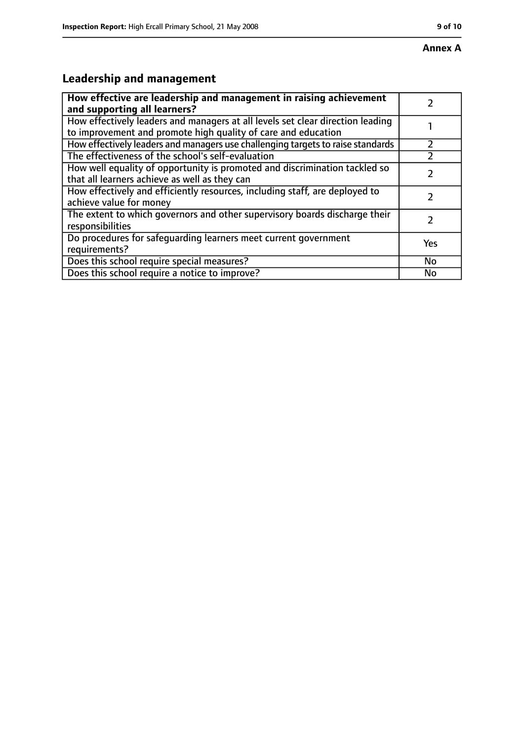**Annex A**

## Leadership and management

| How effective are leadership and management in raising achievement and supporting all learners? | 2 |
|---|---|
| How effectively leaders and managers at all levels set clear direction leading to improvement and promote high quality of care and education | 1 |
| How effectively leaders and managers use challenging targets to raise standards | 2 |
| The effectiveness of the school's self-evaluation | 2 |
| How well equality of opportunity is promoted and discrimination tackled so that all learners achieve as well as they can | 2 |
| How effectively and efficiently resources, including staff, are deployed to achieve value for money | 2 |
| The extent to which governors and other supervisory boards discharge their responsibilities | 2 |
| Do procedures for safeguarding learners meet current government requirements? | Yes |
| Does this school require special measures? | No |
| Does this school require a notice to improve? | No |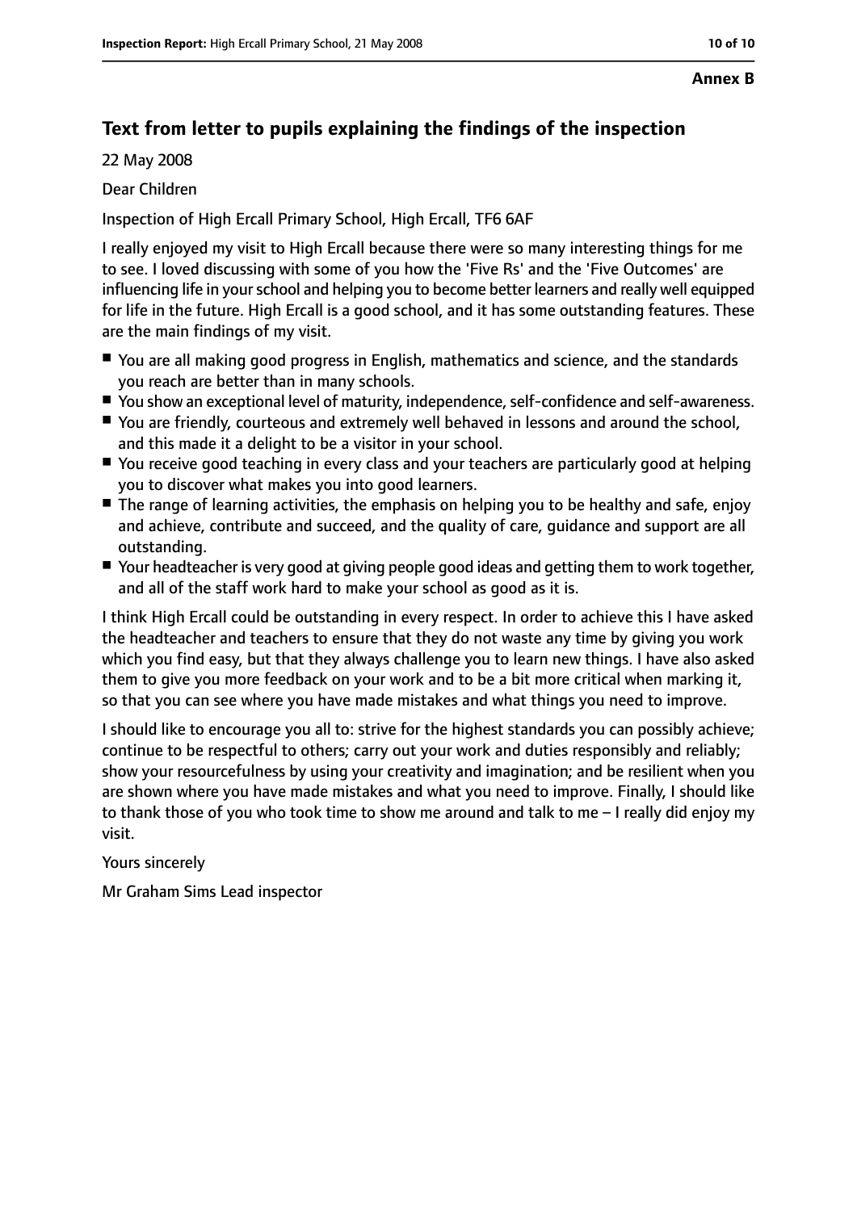**Annex B**

## Text from letter to pupils explaining the findings of the inspection

22 May 2008

Dear Children

Inspection of High Ercall Primary School, High Ercall, TF6 6AF

I really enjoyed my visit to High Ercall because there were so many interesting things for me to see. I loved discussing with some of you how the 'Five Rs' and the 'Five Outcomes' are influencing life in your school and helping you to become better learners and really well equipped for life in the future. High Ercall is a good school, and it has some outstanding features. These are the main findings of my visit.

- You are all making good progress in English, mathematics and science, and the standards you reach are better than in many schools.
- You show an exceptional level of maturity, independence, self-confidence and self-awareness.
- You are friendly, courteous and extremely well behaved in lessons and around the school, and this made it a delight to be a visitor in your school.
- You receive good teaching in every class and your teachers are particularly good at helping you to discover what makes you into good learners.
- The range of learning activities, the emphasis on helping you to be healthy and safe, enjoy and achieve, contribute and succeed, and the quality of care, guidance and support are all outstanding.
- Your headteacher is very good at giving people good ideas and getting them to work together, and all of the staff work hard to make your school as good as it is.

I think High Ercall could be outstanding in every respect. In order to achieve this I have asked the headteacher and teachers to ensure that they do not waste any time by giving you work which you find easy, but that they always challenge you to learn new things. I have also asked them to give you more feedback on your work and to be a bit more critical when marking it, so that you can see where you have made mistakes and what things you need to improve.

I should like to encourage you all to: strive for the highest standards you can possibly achieve; continue to be respectful to others; carry out your work and duties responsibly and reliably; show your resourcefulness by using your creativity and imagination; and be resilient when you are shown where you have made mistakes and what you need to improve. Finally, I should like to thank those of you who took time to show me around and talk to me – I really did enjoy my visit.

Yours sincerely

Mr Graham Sims Lead inspector